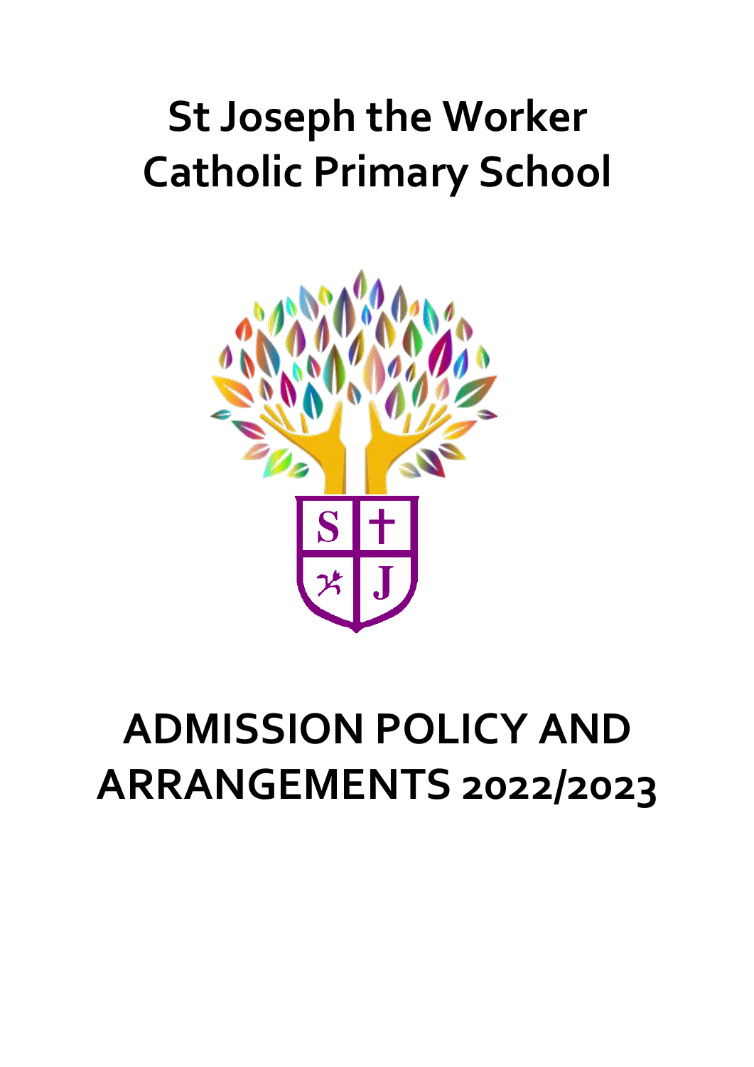# St Joseph the Worker Catholic Primary School

# ADMISSION POLICY AND ARRANGEMENTS 2022/2023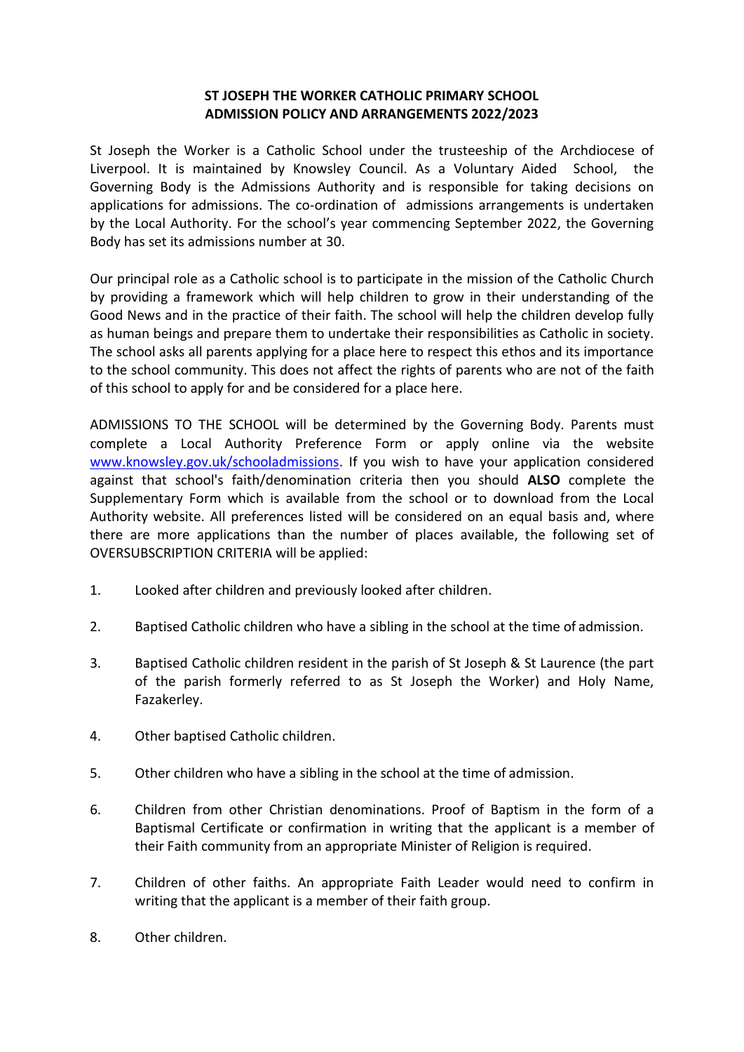**ST JOSEPH THE WORKER CATHOLIC PRIMARY SCHOOL**
**ADMISSION POLICY AND ARRANGEMENTS 2022/2023**

St Joseph the Worker is a Catholic School under the trusteeship of the Archdiocese of Liverpool. It is maintained by Knowsley Council. As a Voluntary Aided School, the Governing Body is the Admissions Authority and is responsible for taking decisions on applications for admissions. The co-ordination of admissions arrangements is undertaken by the Local Authority. For the school's year commencing September 2022, the Governing Body has set its admissions number at 30.

Our principal role as a Catholic school is to participate in the mission of the Catholic Church by providing a framework which will help children to grow in their understanding of the Good News and in the practice of their faith. The school will help the children develop fully as human beings and prepare them to undertake their responsibilities as Catholic in society. The school asks all parents applying for a place here to respect this ethos and its importance to the school community. This does not affect the rights of parents who are not of the faith of this school to apply for and be considered for a place here.

ADMISSIONS TO THE SCHOOL will be determined by the Governing Body. Parents must complete a Local Authority Preference Form or apply online via the website [www.knowsley.gov.uk/schooladmissions](http://www.knowsley.gov.uk/schooladmissions). If you wish to have your application considered against that school's faith/denomination criteria then you should **ALSO** complete the Supplementary Form which is available from the school or to download from the Local Authority website. All preferences listed will be considered on an equal basis and, where there are more applications than the number of places available, the following set of OVERSUBSCRIPTION CRITERIA will be applied:

1. Looked after children and previously looked after children.
2. Baptised Catholic children who have a sibling in the school at the time of admission.
3. Baptised Catholic children resident in the parish of St Joseph & St Laurence (the part of the parish formerly referred to as St Joseph the Worker) and Holy Name, Fazakerley.
4. Other baptised Catholic children.
5. Other children who have a sibling in the school at the time of admission.
6. Children from other Christian denominations. Proof of Baptism in the form of a Baptismal Certificate or confirmation in writing that the applicant is a member of their Faith community from an appropriate Minister of Religion is required.
7. Children of other faiths. An appropriate Faith Leader would need to confirm in writing that the applicant is a member of their faith group.
8. Other children.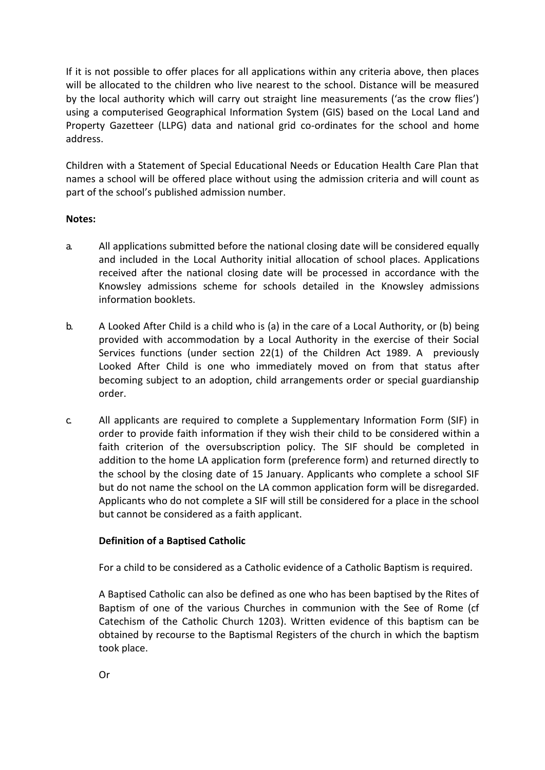If it is not possible to offer places for all applications within any criteria above, then places will be allocated to the children who live nearest to the school. Distance will be measured by the local authority which will carry out straight line measurements ('as the crow flies') using a computerised Geographical Information System (GIS) based on the Local Land and Property Gazetteer (LLPG) data and national grid co-ordinates for the school and home address.

Children with a Statement of Special Educational Needs or Education Health Care Plan that names a school will be offered place without using the admission criteria and will count as part of the school's published admission number.

**Notes:**

a. All applications submitted before the national closing date will be considered equally and included in the Local Authority initial allocation of school places. Applications received after the national closing date will be processed in accordance with the Knowsley admissions scheme for schools detailed in the Knowsley admissions information booklets.

b. A Looked After Child is a child who is (a) in the care of a Local Authority, or (b) being provided with accommodation by a Local Authority in the exercise of their Social Services functions (under section 22(1) of the Children Act 1989. A previously Looked After Child is one who immediately moved on from that status after becoming subject to an adoption, child arrangements order or special guardianship order.

c. All applicants are required to complete a Supplementary Information Form (SIF) in order to provide faith information if they wish their child to be considered within a faith criterion of the oversubscription policy. The SIF should be completed in addition to the home LA application form (preference form) and returned directly to the school by the closing date of 15 January. Applicants who complete a school SIF but do not name the school on the LA common application form will be disregarded. Applicants who do not complete a SIF will still be considered for a place in the school but cannot be considered as a faith applicant.

**Definition of a Baptised Catholic**

For a child to be considered as a Catholic evidence of a Catholic Baptism is required.

A Baptised Catholic can also be defined as one who has been baptised by the Rites of Baptism of one of the various Churches in communion with the See of Rome (cf Catechism of the Catholic Church 1203). Written evidence of this baptism can be obtained by recourse to the Baptismal Registers of the church in which the baptism took place.

Or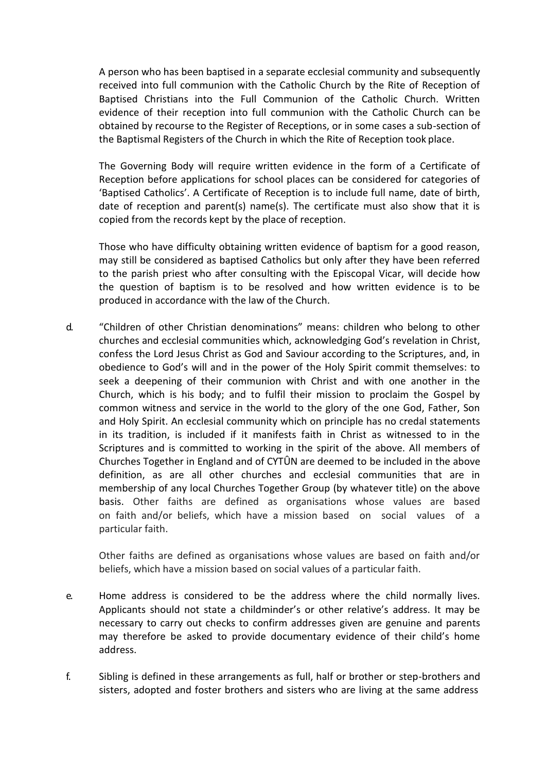A person who has been baptised in a separate ecclesial community and subsequently received into full communion with the Catholic Church by the Rite of Reception of Baptised Christians into the Full Communion of the Catholic Church. Written evidence of their reception into full communion with the Catholic Church can be obtained by recourse to the Register of Receptions, or in some cases a sub-section of the Baptismal Registers of the Church in which the Rite of Reception took place.

The Governing Body will require written evidence in the form of a Certificate of Reception before applications for school places can be considered for categories of 'Baptised Catholics'. A Certificate of Reception is to include full name, date of birth, date of reception and parent(s) name(s). The certificate must also show that it is copied from the records kept by the place of reception.

Those who have difficulty obtaining written evidence of baptism for a good reason, may still be considered as baptised Catholics but only after they have been referred to the parish priest who after consulting with the Episcopal Vicar, will decide how the question of baptism is to be resolved and how written evidence is to be produced in accordance with the law of the Church.

d. "Children of other Christian denominations" means: children who belong to other churches and ecclesial communities which, acknowledging God's revelation in Christ, confess the Lord Jesus Christ as God and Saviour according to the Scriptures, and, in obedience to God's will and in the power of the Holy Spirit commit themselves: to seek a deepening of their communion with Christ and with one another in the Church, which is his body; and to fulfil their mission to proclaim the Gospel by common witness and service in the world to the glory of the one God, Father, Son and Holy Spirit. An ecclesial community which on principle has no credal statements in its tradition, is included if it manifests faith in Christ as witnessed to in the Scriptures and is committed to working in the spirit of the above. All members of Churches Together in England and of CYTÛN are deemed to be included in the above definition, as are all other churches and ecclesial communities that are in membership of any local Churches Together Group (by whatever title) on the above basis. Other faiths are defined as organisations whose values are based on faith and/or beliefs, which have a mission based on social values of a particular faith.

   Other faiths are defined as organisations whose values are based on faith and/or beliefs, which have a mission based on social values of a particular faith.

e. Home address is considered to be the address where the child normally lives. Applicants should not state a childminder's or other relative's address. It may be necessary to carry out checks to confirm addresses given are genuine and parents may therefore be asked to provide documentary evidence of their child's home address.

f. Sibling is defined in these arrangements as full, half or brother or step-brothers and sisters, adopted and foster brothers and sisters who are living at the same address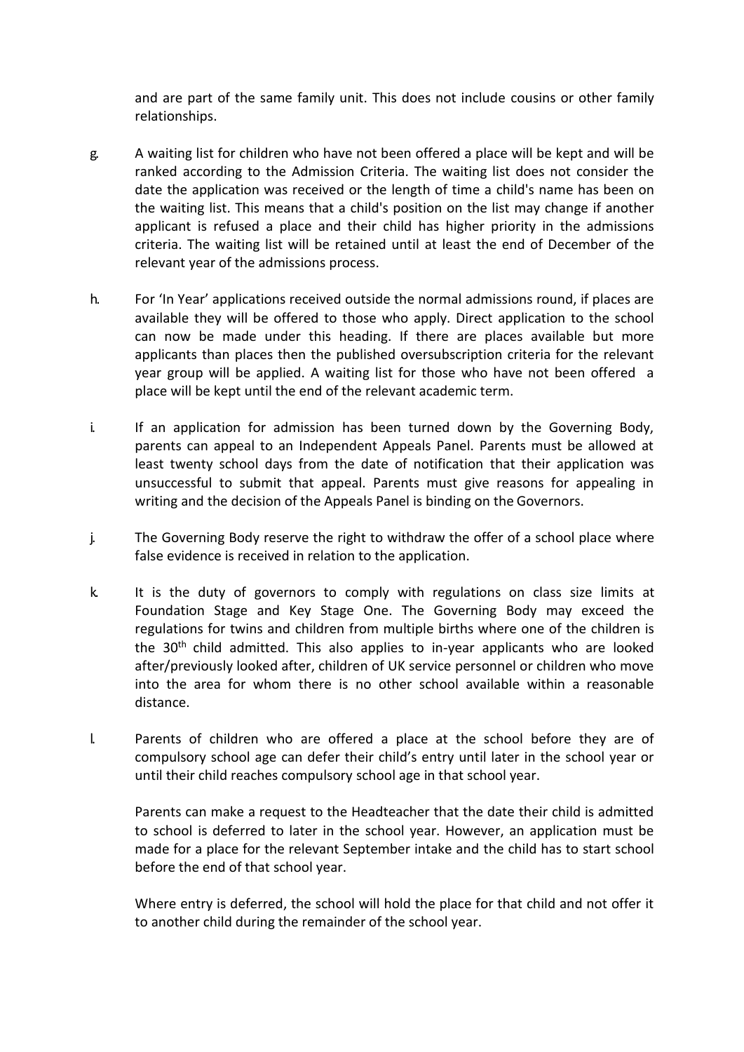and are part of the same family unit. This does not include cousins or other family relationships.

g. A waiting list for children who have not been offered a place will be kept and will be ranked according to the Admission Criteria. The waiting list does not consider the date the application was received or the length of time a child's name has been on the waiting list. This means that a child's position on the list may change if another applicant is refused a place and their child has higher priority in the admissions criteria. The waiting list will be retained until at least the end of December of the relevant year of the admissions process.

h. For 'In Year' applications received outside the normal admissions round, if places are available they will be offered to those who apply. Direct application to the school can now be made under this heading. If there are places available but more applicants than places then the published oversubscription criteria for the relevant year group will be applied. A waiting list for those who have not been offered a place will be kept until the end of the relevant academic term.

i. If an application for admission has been turned down by the Governing Body, parents can appeal to an Independent Appeals Panel. Parents must be allowed at least twenty school days from the date of notification that their application was unsuccessful to submit that appeal. Parents must give reasons for appealing in writing and the decision of the Appeals Panel is binding on the Governors.

j. The Governing Body reserve the right to withdraw the offer of a school place where false evidence is received in relation to the application.

k. It is the duty of governors to comply with regulations on class size limits at Foundation Stage and Key Stage One. The Governing Body may exceed the regulations for twins and children from multiple births where one of the children is the 30th child admitted. This also applies to in-year applicants who are looked after/previously looked after, children of UK service personnel or children who move into the area for whom there is no other school available within a reasonable distance.

l. Parents of children who are offered a place at the school before they are of compulsory school age can defer their child's entry until later in the school year or until their child reaches compulsory school age in that school year.

   Parents can make a request to the Headteacher that the date their child is admitted to school is deferred to later in the school year. However, an application must be made for a place for the relevant September intake and the child has to start school before the end of that school year.

   Where entry is deferred, the school will hold the place for that child and not offer it to another child during the remainder of the school year.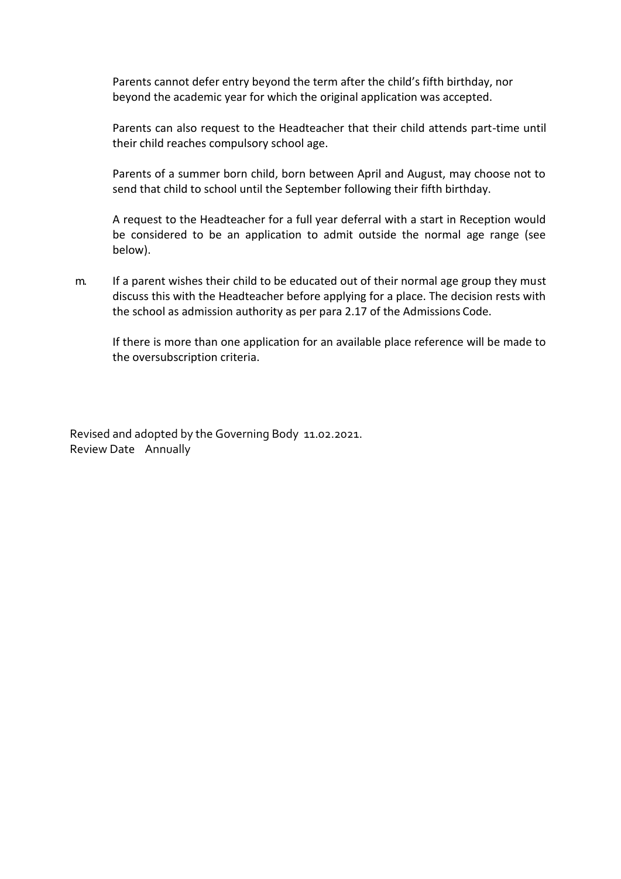Parents cannot defer entry beyond the term after the child's fifth birthday, nor beyond the academic year for which the original application was accepted.

Parents can also request to the Headteacher that their child attends part-time until their child reaches compulsory school age.

Parents of a summer born child, born between April and August, may choose not to send that child to school until the September following their fifth birthday.

A request to the Headteacher for a full year deferral with a start in Reception would be considered to be an application to admit outside the normal age range (see below).

m. If a parent wishes their child to be educated out of their normal age group they must discuss this with the Headteacher before applying for a place. The decision rests with the school as admission authority as per para 2.17 of the Admissions Code.

   If there is more than one application for an available place reference will be made to the oversubscription criteria.

Revised and adopted by the Governing Body 11.02.2021.
Review Date Annually